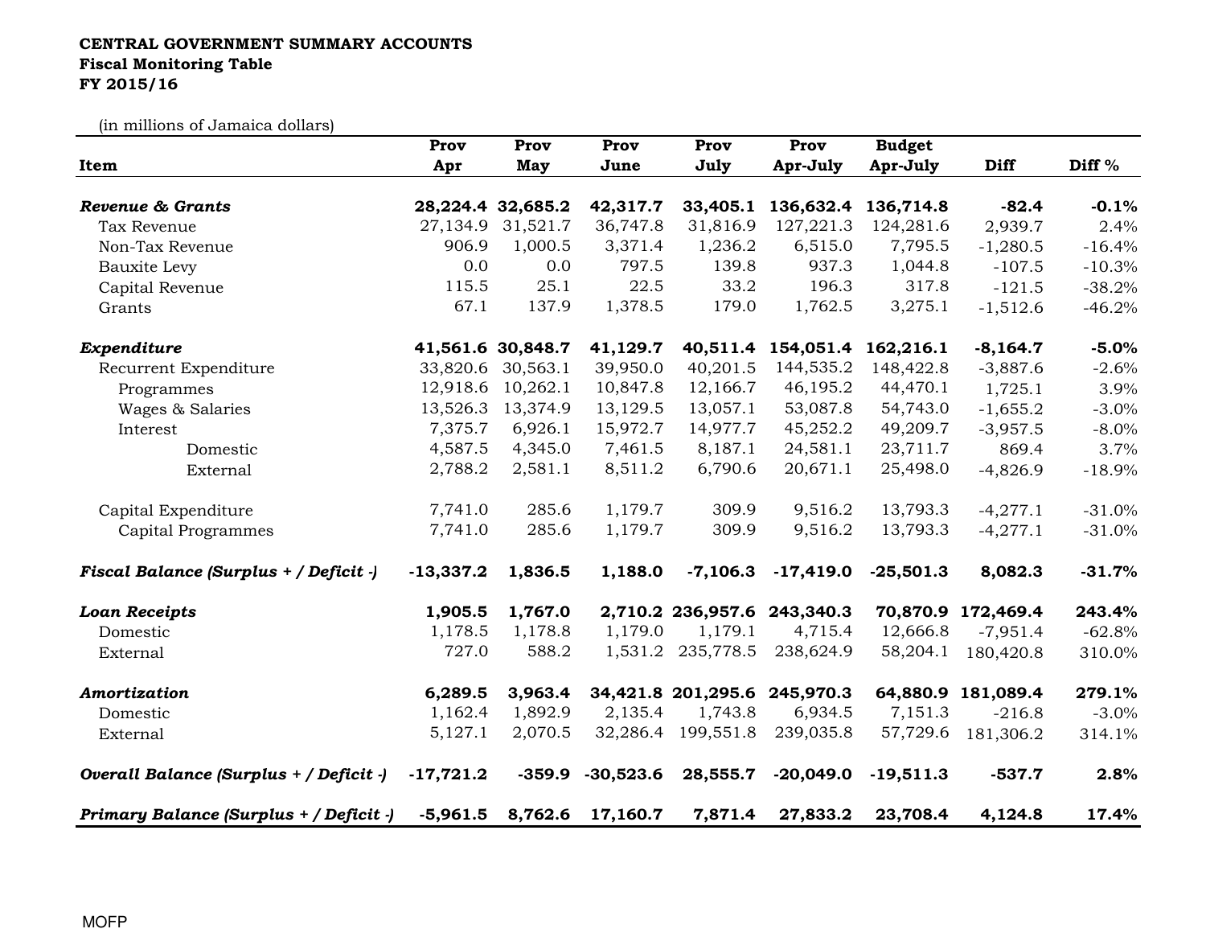**CENTRAL GOVERNMENT SUMMARY ACCOUNTS**
**Fiscal Monitoring Table**
**FY 2015/16**

(in millions of Jamaica dollars)

| Item | Prov Apr | Prov May | Prov June | Prov July | Prov Apr-July | Budget Apr-July | Diff | Diff % |
|---|---|---|---|---|---|---|---|---|
| ***Revenue & Grants*** | **28,224.4** | **32,685.2** | **42,317.7** | **33,405.1** | **136,632.4** | **136,714.8** | **-82.4** | **-0.1%** |
| Tax Revenue | 27,134.9 | 31,521.7 | 36,747.8 | 31,816.9 | 127,221.3 | 124,281.6 | 2,939.7 | 2.4% |
| Non-Tax Revenue | 906.9 | 1,000.5 | 3,371.4 | 1,236.2 | 6,515.0 | 7,795.5 | -1,280.5 | -16.4% |
| Bauxite Levy | 0.0 | 0.0 | 797.5 | 139.8 | 937.3 | 1,044.8 | -107.5 | -10.3% |
| Capital Revenue | 115.5 | 25.1 | 22.5 | 33.2 | 196.3 | 317.8 | -121.5 | -38.2% |
| Grants | 67.1 | 137.9 | 1,378.5 | 179.0 | 1,762.5 | 3,275.1 | -1,512.6 | -46.2% |
| ***Expenditure*** | **41,561.6** | **30,848.7** | **41,129.7** | **40,511.4** | **154,051.4** | **162,216.1** | **-8,164.7** | **-5.0%** |
| Recurrent Expenditure | 33,820.6 | 30,563.1 | 39,950.0 | 40,201.5 | 144,535.2 | 148,422.8 | -3,887.6 | -2.6% |
| Programmes | 12,918.6 | 10,262.1 | 10,847.8 | 12,166.7 | 46,195.2 | 44,470.1 | 1,725.1 | 3.9% |
| Wages & Salaries | 13,526.3 | 13,374.9 | 13,129.5 | 13,057.1 | 53,087.8 | 54,743.0 | -1,655.2 | -3.0% |
| Interest | 7,375.7 | 6,926.1 | 15,972.7 | 14,977.7 | 45,252.2 | 49,209.7 | -3,957.5 | -8.0% |
| Domestic | 4,587.5 | 4,345.0 | 7,461.5 | 8,187.1 | 24,581.1 | 23,711.7 | 869.4 | 3.7% |
| External | 2,788.2 | 2,581.1 | 8,511.2 | 6,790.6 | 20,671.1 | 25,498.0 | -4,826.9 | -18.9% |
| Capital Expenditure | 7,741.0 | 285.6 | 1,179.7 | 309.9 | 9,516.2 | 13,793.3 | -4,277.1 | -31.0% |
| Capital Programmes | 7,741.0 | 285.6 | 1,179.7 | 309.9 | 9,516.2 | 13,793.3 | -4,277.1 | -31.0% |
| ***Fiscal Balance (Surplus + / Deficit -)*** | **-13,337.2** | **1,836.5** | **1,188.0** | **-7,106.3** | **-17,419.0** | **-25,501.3** | **8,082.3** | **-31.7%** |
| ***Loan Receipts*** | **1,905.5** | **1,767.0** | **2,710.2** | **236,957.6** | **243,340.3** | **70,870.9** | **172,469.4** | **243.4%** |
| Domestic | 1,178.5 | 1,178.8 | 1,179.0 | 1,179.1 | 4,715.4 | 12,666.8 | -7,951.4 | -62.8% |
| External | 727.0 | 588.2 | 1,531.2 | 235,778.5 | 238,624.9 | 58,204.1 | 180,420.8 | 310.0% |
| ***Amortization*** | **6,289.5** | **3,963.4** | **34,421.8** | **201,295.6** | **245,970.3** | **64,880.9** | **181,089.4** | **279.1%** |
| Domestic | 1,162.4 | 1,892.9 | 2,135.4 | 1,743.8 | 6,934.5 | 7,151.3 | -216.8 | -3.0% |
| External | 5,127.1 | 2,070.5 | 32,286.4 | 199,551.8 | 239,035.8 | 57,729.6 | 181,306.2 | 314.1% |
| ***Overall Balance (Surplus + / Deficit -)*** | **-17,721.2** | **-359.9** | **-30,523.6** | **28,555.7** | **-20,049.0** | **-19,511.3** | **-537.7** | **2.8%** |
| ***Primary Balance (Surplus + / Deficit -)*** | **-5,961.5** | **8,762.6** | **17,160.7** | **7,871.4** | **27,833.2** | **23,708.4** | **4,124.8** | **17.4%** |

MOFP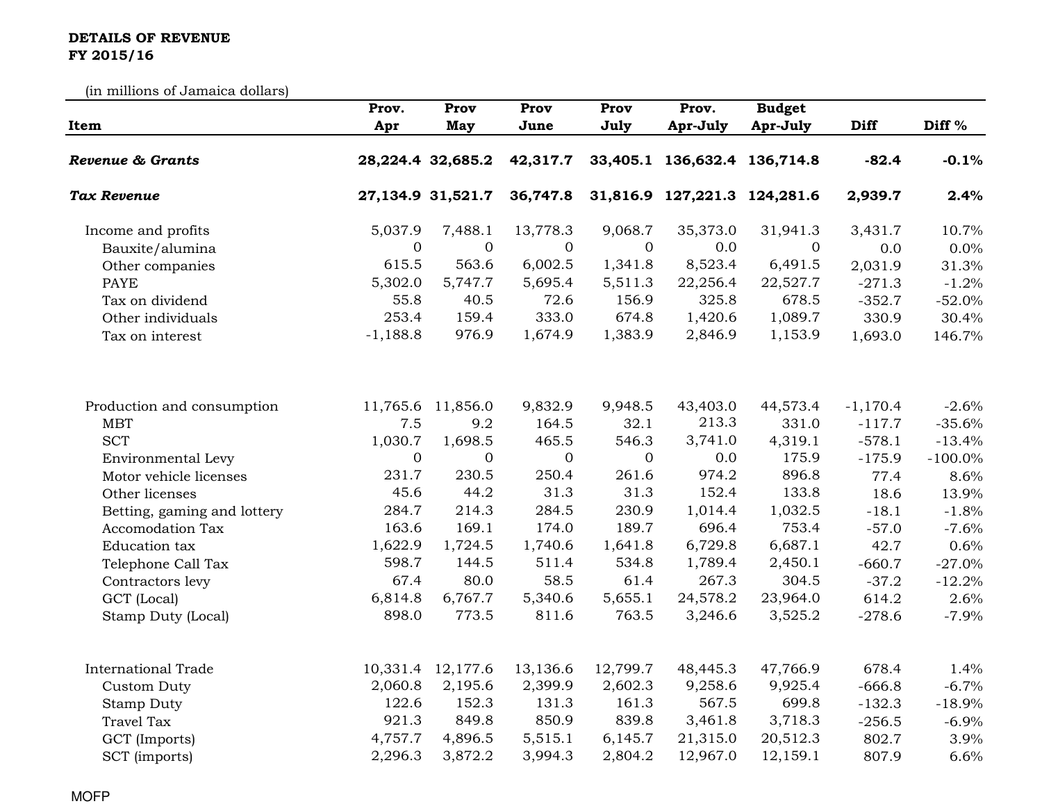**DETAILS OF REVENUE**
**FY 2015/16**

(in millions of Jamaica dollars)

| Item | Prov. Apr | Prov May | Prov June | Prov July | Prov. Apr-July | Budget Apr-July | Diff | Diff % |
|---|---|---|---|---|---|---|---|---|
| ***Revenue & Grants*** | **28,224.4** | **32,685.2** | **42,317.7** | **33,405.1** | **136,632.4** | **136,714.8** | **-82.4** | **-0.1%** |
| ***Tax Revenue*** | **27,134.9** | **31,521.7** | **36,747.8** | **31,816.9** | **127,221.3** | **124,281.6** | **2,939.7** | **2.4%** |
| Income and profits | 5,037.9 | 7,488.1 | 13,778.3 | 9,068.7 | 35,373.0 | 31,941.3 | 3,431.7 | 10.7% |
| Bauxite/alumina | 0 | 0 | 0 | 0 | 0.0 | 0 | 0.0 | 0.0% |
| Other companies | 615.5 | 563.6 | 6,002.5 | 1,341.8 | 8,523.4 | 6,491.5 | 2,031.9 | 31.3% |
| PAYE | 5,302.0 | 5,747.7 | 5,695.4 | 5,511.3 | 22,256.4 | 22,527.7 | -271.3 | -1.2% |
| Tax on dividend | 55.8 | 40.5 | 72.6 | 156.9 | 325.8 | 678.5 | -352.7 | -52.0% |
| Other individuals | 253.4 | 159.4 | 333.0 | 674.8 | 1,420.6 | 1,089.7 | 330.9 | 30.4% |
| Tax on interest | -1,188.8 | 976.9 | 1,674.9 | 1,383.9 | 2,846.9 | 1,153.9 | 1,693.0 | 146.7% |
| Production and consumption | 11,765.6 | 11,856.0 | 9,832.9 | 9,948.5 | 43,403.0 | 44,573.4 | -1,170.4 | -2.6% |
| MBT | 7.5 | 9.2 | 164.5 | 32.1 | 213.3 | 331.0 | -117.7 | -35.6% |
| SCT | 1,030.7 | 1,698.5 | 465.5 | 546.3 | 3,741.0 | 4,319.1 | -578.1 | -13.4% |
| Environmental Levy | 0 | 0 | 0 | 0 | 0.0 | 175.9 | -175.9 | -100.0% |
| Motor vehicle licenses | 231.7 | 230.5 | 250.4 | 261.6 | 974.2 | 896.8 | 77.4 | 8.6% |
| Other licenses | 45.6 | 44.2 | 31.3 | 31.3 | 152.4 | 133.8 | 18.6 | 13.9% |
| Betting, gaming and lottery | 284.7 | 214.3 | 284.5 | 230.9 | 1,014.4 | 1,032.5 | -18.1 | -1.8% |
| Accomodation Tax | 163.6 | 169.1 | 174.0 | 189.7 | 696.4 | 753.4 | -57.0 | -7.6% |
| Education tax | 1,622.9 | 1,724.5 | 1,740.6 | 1,641.8 | 6,729.8 | 6,687.1 | 42.7 | 0.6% |
| Telephone Call Tax | 598.7 | 144.5 | 511.4 | 534.8 | 1,789.4 | 2,450.1 | -660.7 | -27.0% |
| Contractors levy | 67.4 | 80.0 | 58.5 | 61.4 | 267.3 | 304.5 | -37.2 | -12.2% |
| GCT (Local) | 6,814.8 | 6,767.7 | 5,340.6 | 5,655.1 | 24,578.2 | 23,964.0 | 614.2 | 2.6% |
| Stamp Duty (Local) | 898.0 | 773.5 | 811.6 | 763.5 | 3,246.6 | 3,525.2 | -278.6 | -7.9% |
| International Trade | 10,331.4 | 12,177.6 | 13,136.6 | 12,799.7 | 48,445.3 | 47,766.9 | 678.4 | 1.4% |
| Custom Duty | 2,060.8 | 2,195.6 | 2,399.9 | 2,602.3 | 9,258.6 | 9,925.4 | -666.8 | -6.7% |
| Stamp Duty | 122.6 | 152.3 | 131.3 | 161.3 | 567.5 | 699.8 | -132.3 | -18.9% |
| Travel Tax | 921.3 | 849.8 | 850.9 | 839.8 | 3,461.8 | 3,718.3 | -256.5 | -6.9% |
| GCT (Imports) | 4,757.7 | 4,896.5 | 5,515.1 | 6,145.7 | 21,315.0 | 20,512.3 | 802.7 | 3.9% |
| SCT (imports) | 2,296.3 | 3,872.2 | 3,994.3 | 2,804.2 | 12,967.0 | 12,159.1 | 807.9 | 6.6% |

MOFP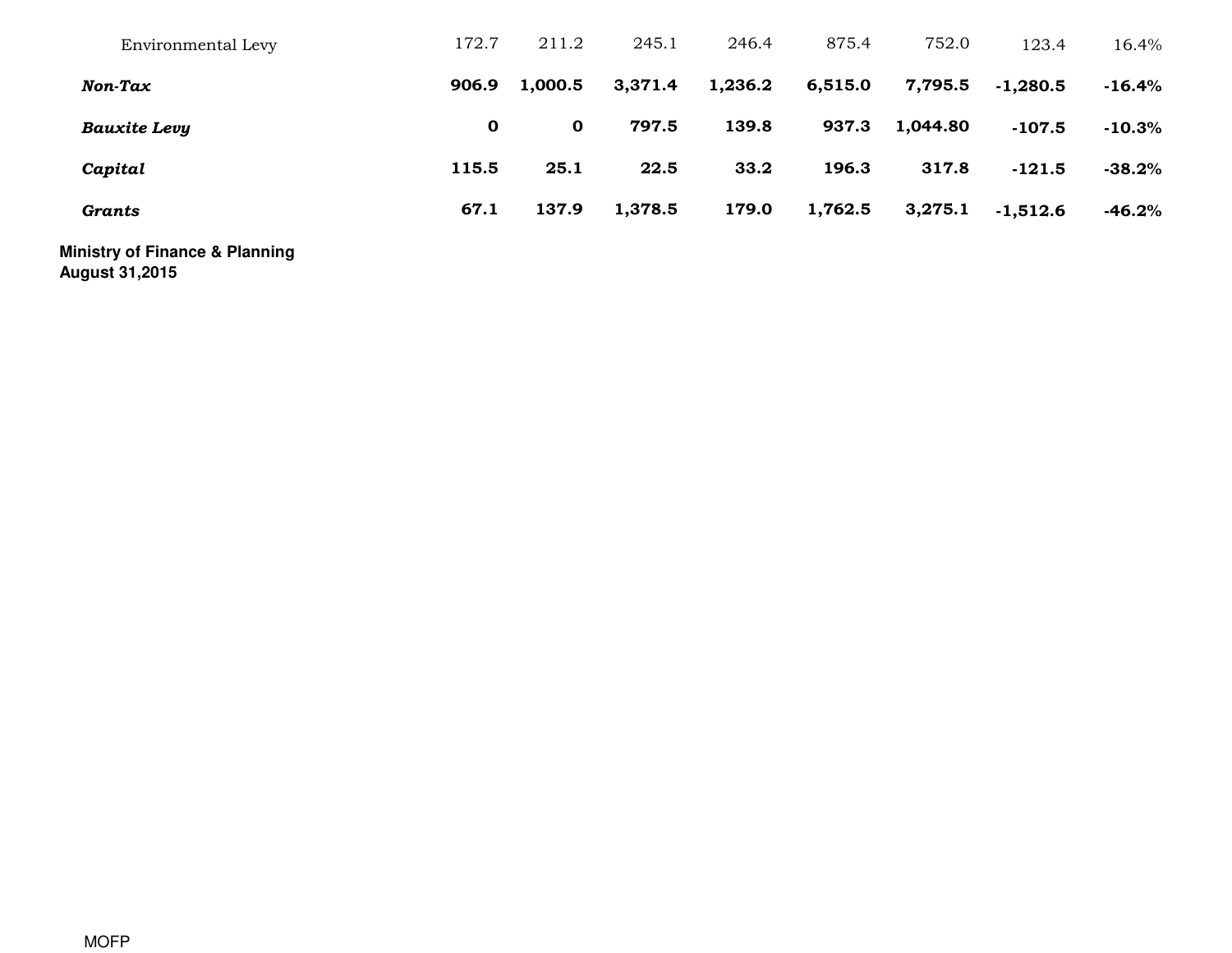| | | | | | | | | |
|---|---|---|---|---|---|---|---|---|
| Environmental Levy | 172.7 | 211.2 | 245.1 | 246.4 | 875.4 | 752.0 | 123.4 | 16.4% |
| ***Non-Tax*** | **906.9** | **1,000.5** | **3,371.4** | **1,236.2** | **6,515.0** | **7,795.5** | **-1,280.5** | **-16.4%** |
| ***Bauxite Levy*** | **0** | **0** | **797.5** | **139.8** | **937.3** | **1,044.80** | **-107.5** | **-10.3%** |
| ***Capital*** | **115.5** | **25.1** | **22.5** | **33.2** | **196.3** | **317.8** | **-121.5** | **-38.2%** |
| ***Grants*** | **67.1** | **137.9** | **1,378.5** | **179.0** | **1,762.5** | **3,275.1** | **-1,512.6** | **-46.2%** |

**Ministry of Finance & Planning**
**August 31,2015**

MOFP